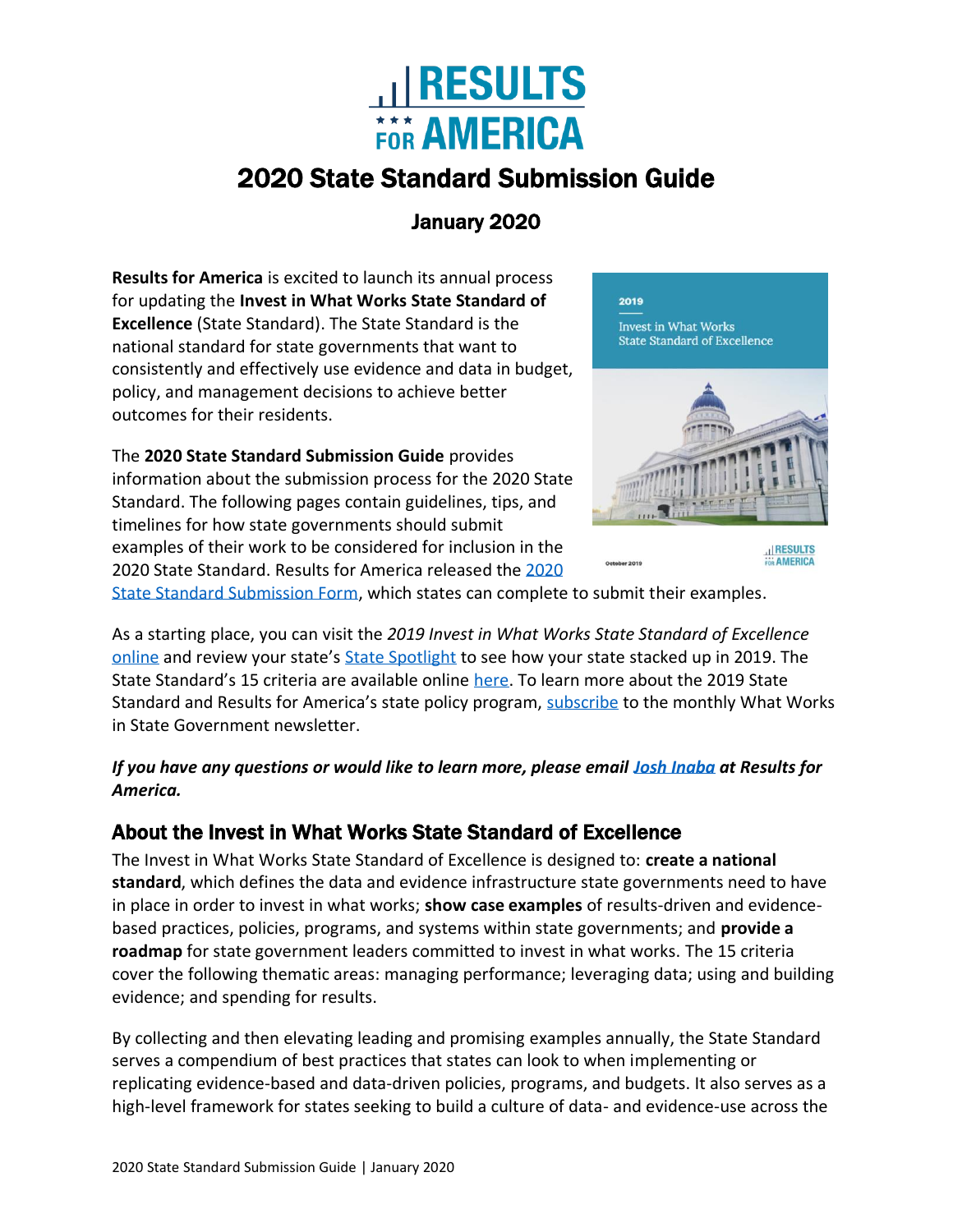# 2020 State Standard Submission Guide

## January 2020

**Results for America** is excited to launch its annual process for updating the **Invest in What Works State Standard of Excellence** (State Standard). The State Standard is the national standard for state governments that want to consistently and effectively use evidence and data in budget, policy, and management decisions to achieve better outcomes for their residents.

The **2020 State Standard Submission Guide** provides information about the submission process for the 2020 State Standard. The following pages contain guidelines, tips, and timelines for how state governments should submit examples of their work to be considered for inclusion in the 2020 State Standard. Results for America released the 2020 State Standard Submission Form, which states can complete to submit their examples.

As a starting place, you can visit the *2019 Invest in What Works State Standard of Excellence* online and review your state's State Spotlight to see how your state stacked up in 2019. The State Standard's 15 criteria are available online here. To learn more about the 2019 State Standard and Results for America's state policy program, subscribe to the monthly What Works in State Government newsletter.

***If you have any questions or would like to learn more, please email Josh Inaba at Results for America.***

## About the Invest in What Works State Standard of Excellence

The Invest in What Works State Standard of Excellence is designed to: **create a national standard**, which defines the data and evidence infrastructure state governments need to have in place in order to invest in what works; **show case examples** of results-driven and evidence-based practices, policies, programs, and systems within state governments; and **provide a roadmap** for state government leaders committed to invest in what works. The 15 criteria cover the following thematic areas: managing performance; leveraging data; using and building evidence; and spending for results.

By collecting and then elevating leading and promising examples annually, the State Standard serves a compendium of best practices that states can look to when implementing or replicating evidence-based and data-driven policies, programs, and budgets. It also serves as a high-level framework for states seeking to build a culture of data- and evidence-use across the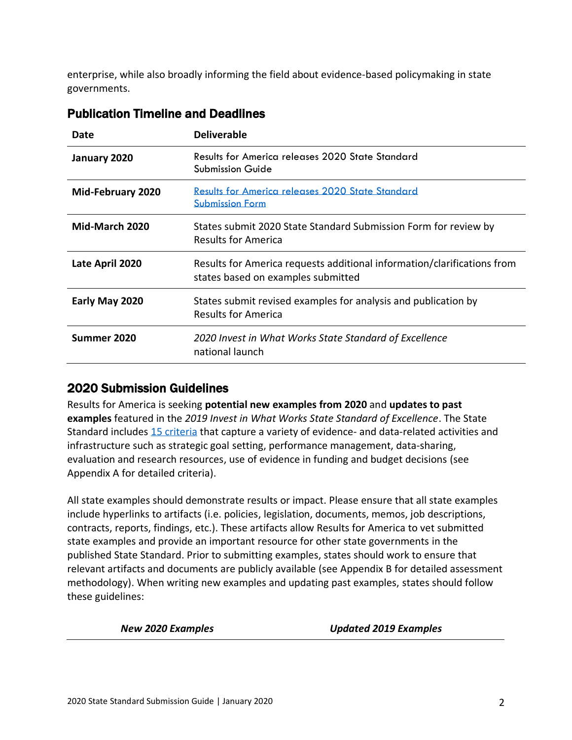enterprise, while also broadly informing the field about evidence-based policymaking in state governments.

## Publication Timeline and Deadlines

| Date | Deliverable |
|---|---|
| **January 2020** | Results for America releases 2020 State Standard Submission Guide |
| **Mid-February 2020** | [Results for America releases 2020 State Standard Submission Form]() |
| **Mid-March 2020** | States submit 2020 State Standard Submission Form for review by Results for America |
| **Late April 2020** | Results for America requests additional information/clarifications from states based on examples submitted |
| **Early May 2020** | States submit revised examples for analysis and publication by Results for America |
| **Summer 2020** | *2020 Invest in What Works State Standard of Excellence* national launch |

## 2020 Submission Guidelines

Results for America is seeking **potential new examples from 2020** and **updates to past examples** featured in the *2019 Invest in What Works State Standard of Excellence*. The State Standard includes [15 criteria]() that capture a variety of evidence- and data-related activities and infrastructure such as strategic goal setting, performance management, data-sharing, evaluation and research resources, use of evidence in funding and budget decisions (see Appendix A for detailed criteria).

All state examples should demonstrate results or impact. Please ensure that all state examples include hyperlinks to artifacts (i.e. policies, legislation, documents, memos, job descriptions, contracts, reports, findings, etc.). These artifacts allow Results for America to vet submitted state examples and provide an important resource for other state governments in the published State Standard. Prior to submitting examples, states should work to ensure that relevant artifacts and documents are publicly available (see Appendix B for detailed assessment methodology). When writing new examples and updating past examples, states should follow these guidelines:

| ***New 2020 Examples*** | ***Updated 2019 Examples*** |
|---|---|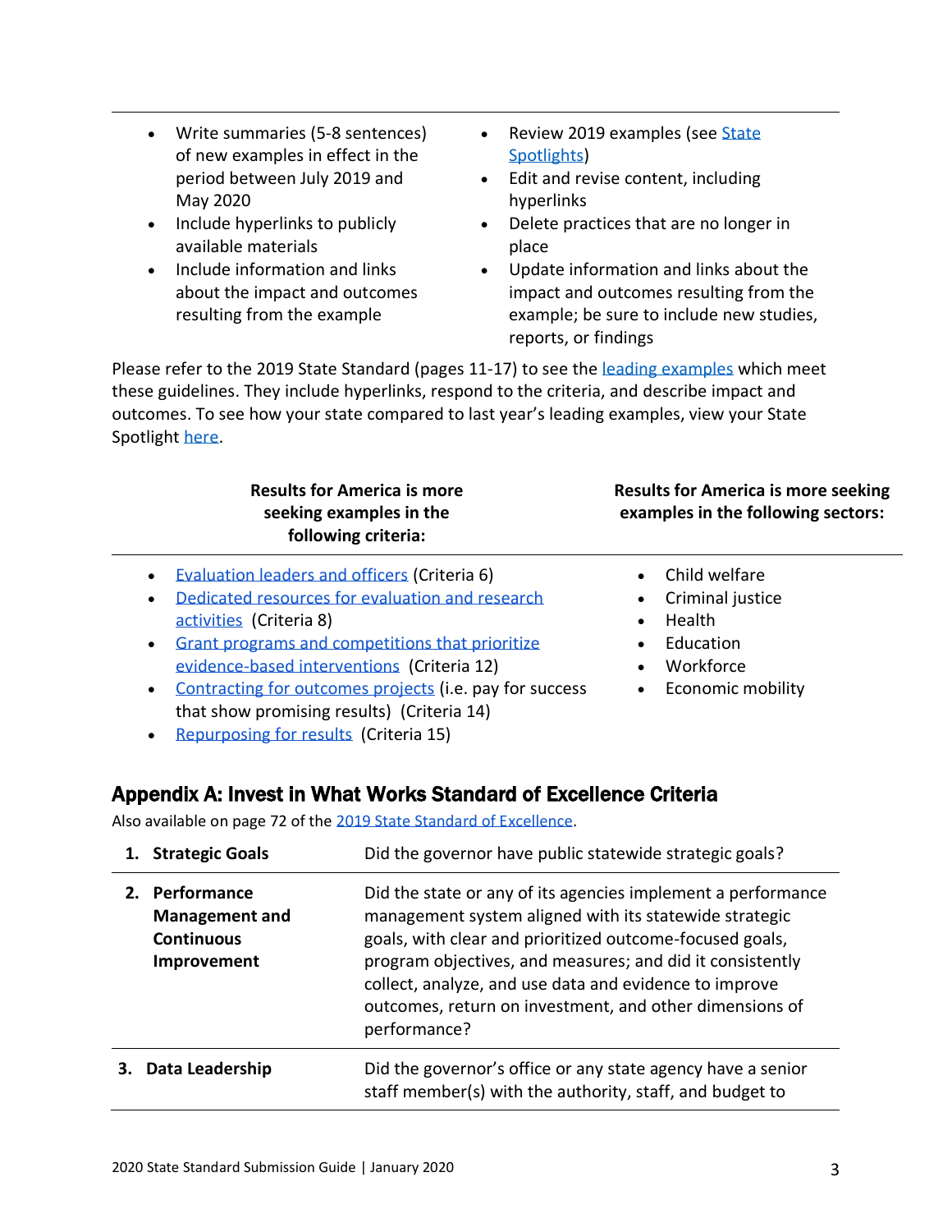- Write summaries (5-8 sentences) of new examples in effect in the period between July 2019 and May 2020
- Include hyperlinks to publicly available materials
- Include information and links about the impact and outcomes resulting from the example

- Review 2019 examples (see State Spotlights)
- Edit and revise content, including hyperlinks
- Delete practices that are no longer in place
- Update information and links about the impact and outcomes resulting from the example; be sure to include new studies, reports, or findings

Please refer to the 2019 State Standard (pages 11-17) to see the leading examples which meet these guidelines. They include hyperlinks, respond to the criteria, and describe impact and outcomes. To see how your state compared to last year's leading examples, view your State Spotlight here.

**Results for America is more seeking examples in the following criteria:**

- Evaluation leaders and officers (Criteria 6)
- Dedicated resources for evaluation and research activities (Criteria 8)
- Grant programs and competitions that prioritize evidence-based interventions (Criteria 12)
- Contracting for outcomes projects (i.e. pay for success that show promising results) (Criteria 14)
- Repurposing for results (Criteria 15)

**Results for America is more seeking examples in the following sectors:**

- Child welfare
- Criminal justice
- Health
- Education
- Workforce
- Economic mobility

## Appendix A: Invest in What Works Standard of Excellence Criteria

Also available on page 72 of the 2019 State Standard of Excellence.

| | |
|---|---|
| **1. Strategic Goals** | Did the governor have public statewide strategic goals? |
| **2. Performance Management and Continuous Improvement** | Did the state or any of its agencies implement a performance management system aligned with its statewide strategic goals, with clear and prioritized outcome-focused goals, program objectives, and measures; and did it consistently collect, analyze, and use data and evidence to improve outcomes, return on investment, and other dimensions of performance? |
| **3. Data Leadership** | Did the governor's office or any state agency have a senior staff member(s) with the authority, staff, and budget to |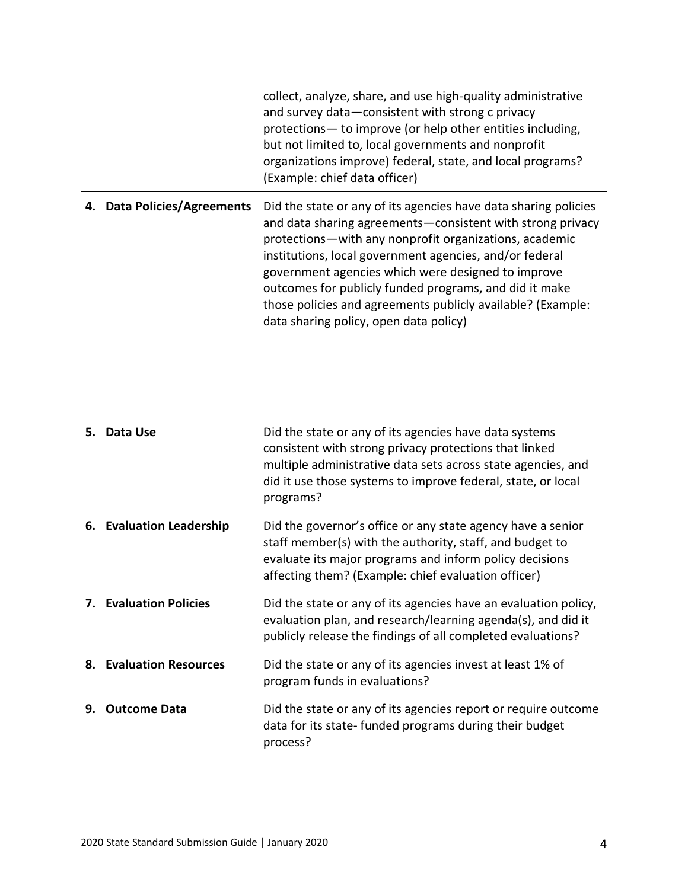| | |
|---|---|
| | collect, analyze, share, and use high-quality administrative and survey data—consistent with strong c privacy protections— to improve (or help other entities including, but not limited to, local governments and nonprofit organizations improve) federal, state, and local programs? (Example: chief data officer) |
| **4. Data Policies/Agreements** | Did the state or any of its agencies have data sharing policies and data sharing agreements—consistent with strong privacy protections—with any nonprofit organizations, academic institutions, local government agencies, and/or federal government agencies which were designed to improve outcomes for publicly funded programs, and did it make those policies and agreements publicly available? (Example: data sharing policy, open data policy) |
| **5. Data Use** | Did the state or any of its agencies have data systems consistent with strong privacy protections that linked multiple administrative data sets across state agencies, and did it use those systems to improve federal, state, or local programs? |
| **6. Evaluation Leadership** | Did the governor's office or any state agency have a senior staff member(s) with the authority, staff, and budget to evaluate its major programs and inform policy decisions affecting them? (Example: chief evaluation officer) |
| **7. Evaluation Policies** | Did the state or any of its agencies have an evaluation policy, evaluation plan, and research/learning agenda(s), and did it publicly release the findings of all completed evaluations? |
| **8. Evaluation Resources** | Did the state or any of its agencies invest at least 1% of program funds in evaluations? |
| **9. Outcome Data** | Did the state or any of its agencies report or require outcome data for its state- funded programs during their budget process? |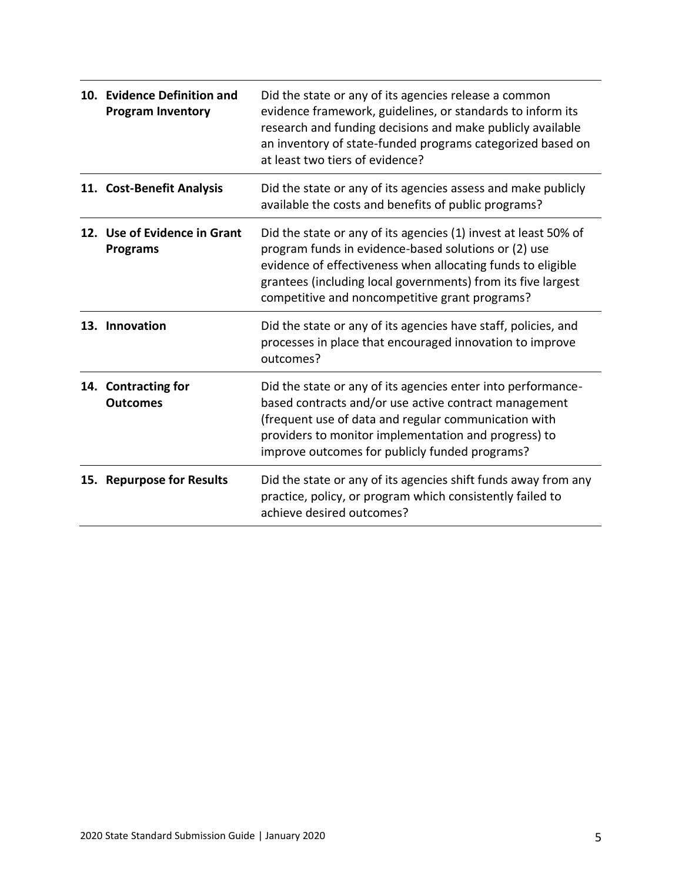| | |
|---|---|
| **10. Evidence Definition and Program Inventory** | Did the state or any of its agencies release a common evidence framework, guidelines, or standards to inform its research and funding decisions and make publicly available an inventory of state-funded programs categorized based on at least two tiers of evidence? |
| **11. Cost-Benefit Analysis** | Did the state or any of its agencies assess and make publicly available the costs and benefits of public programs? |
| **12. Use of Evidence in Grant Programs** | Did the state or any of its agencies (1) invest at least 50% of program funds in evidence-based solutions or (2) use evidence of effectiveness when allocating funds to eligible grantees (including local governments) from its five largest competitive and noncompetitive grant programs? |
| **13. Innovation** | Did the state or any of its agencies have staff, policies, and processes in place that encouraged innovation to improve outcomes? |
| **14. Contracting for Outcomes** | Did the state or any of its agencies enter into performance-based contracts and/or use active contract management (frequent use of data and regular communication with providers to monitor implementation and progress) to improve outcomes for publicly funded programs? |
| **15. Repurpose for Results** | Did the state or any of its agencies shift funds away from any practice, policy, or program which consistently failed to achieve desired outcomes? |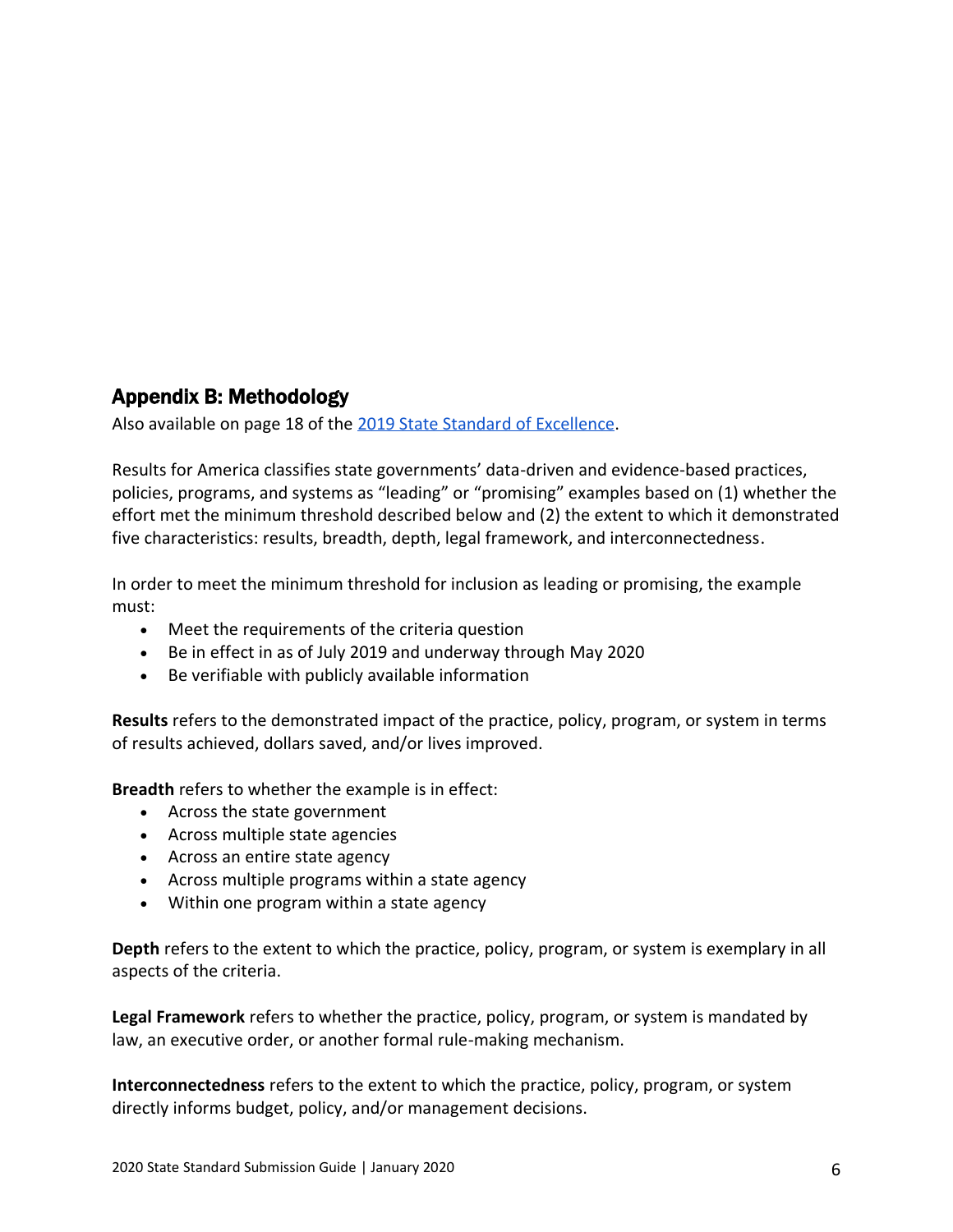## Appendix B: Methodology

Also available on page 18 of the [2019 State Standard of Excellence](2019 State Standard of Excellence).

Results for America classifies state governments' data-driven and evidence-based practices, policies, programs, and systems as "leading" or "promising" examples based on (1) whether the effort met the minimum threshold described below and (2) the extent to which it demonstrated five characteristics: results, breadth, depth, legal framework, and interconnectedness.

In order to meet the minimum threshold for inclusion as leading or promising, the example must:

- Meet the requirements of the criteria question
- Be in effect in as of July 2019 and underway through May 2020
- Be verifiable with publicly available information

**Results** refers to the demonstrated impact of the practice, policy, program, or system in terms of results achieved, dollars saved, and/or lives improved.

**Breadth** refers to whether the example is in effect:

- Across the state government
- Across multiple state agencies
- Across an entire state agency
- Across multiple programs within a state agency
- Within one program within a state agency

**Depth** refers to the extent to which the practice, policy, program, or system is exemplary in all aspects of the criteria.

**Legal Framework** refers to whether the practice, policy, program, or system is mandated by law, an executive order, or another formal rule-making mechanism.

**Interconnectedness** refers to the extent to which the practice, policy, program, or system directly informs budget, policy, and/or management decisions.